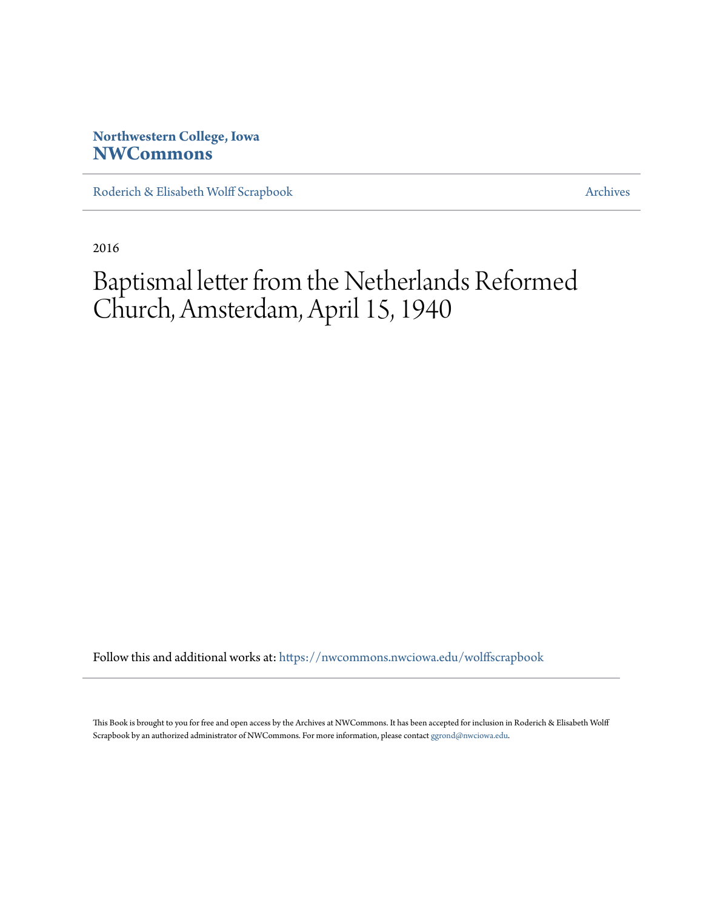**Northwestern College, Iowa**
**NWCommons**

Roderich & Elisabeth Wolff Scrapbook | Archives

2016

# Baptismal letter from the Netherlands Reformed Church, Amsterdam, April 15, 1940

Follow this and additional works at: https://nwcommons.nwciowa.edu/wolffscrapbook

This Book is brought to you for free and open access by the Archives at NWCommons. It has been accepted for inclusion in Roderich & Elisabeth Wolff Scrapbook by an authorized administrator of NWCommons. For more information, please contact ggrond@nwciowa.edu.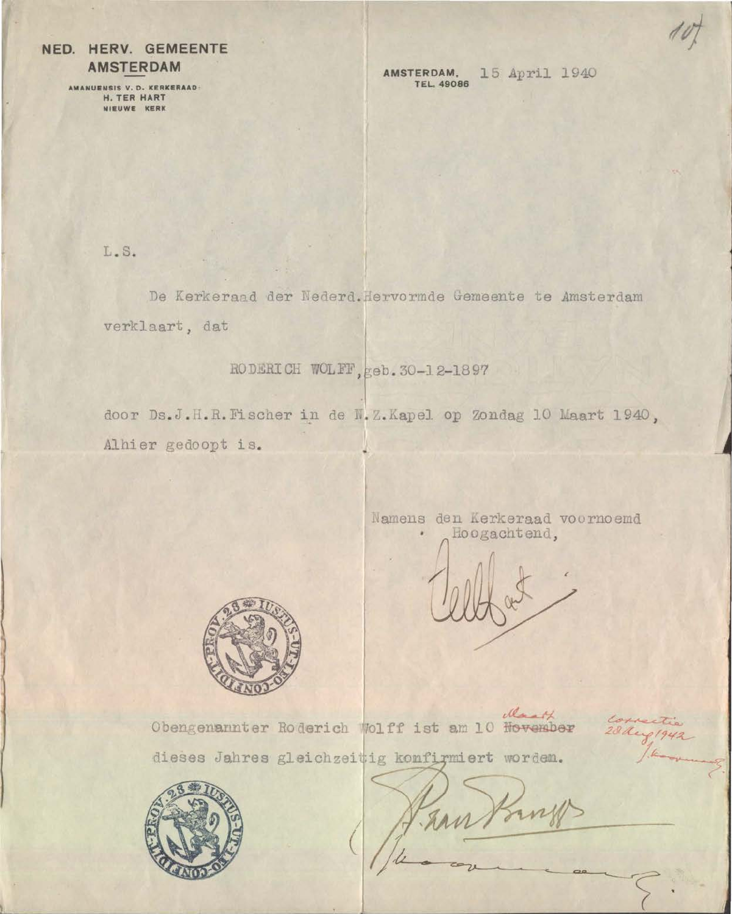10

**NED. HERV. GEMEENTE AMSTERDAM**

AMANUENSIS V. D. KERKERAAD
H. TER HART
NIEUWE KERK

AMSTERDAM, 15 April 1940
TEL. 49086

L.S.

De Kerkeraad der Nederd.Hervormde Gemeente te Amsterdam verklaart, dat

RODERICH WOLFF, geb.30-12-1897

door Ds.J.H.R.Fischer in de N.Z.Kapel op Zondag 10 Maart 1940, Alhier gedoopt is.

Namens den Kerkeraad voornoemd
Hoogachtend,

IUSTUS-UT-LEO-CONFIDIT-PROV.28

Obengenannter Roderich Wolff ist am 10 ~~November~~ Maart dieses Jahres gleichzeitig konfirmiert worden.

Correctie
28 Aug 1942

IUSTUS-UT-LEO-CONFIDIT-PROV.28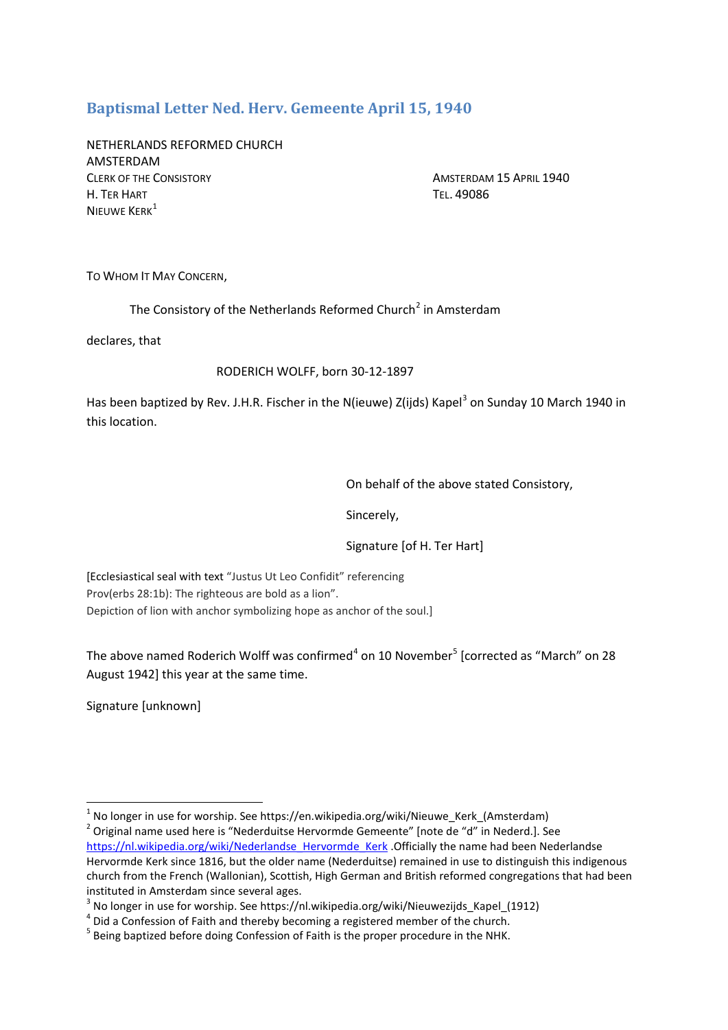## Baptismal Letter Ned. Herv. Gemeente April 15, 1940

NETHERLANDS REFORMED CHURCH
AMSTERDAM
CLERK OF THE CONSISTORY
H. TER HART
NIEUWE KERK[1]

AMSTERDAM 15 APRIL 1940
TEL. 49086

TO WHOM IT MAY CONCERN,

The Consistory of the Netherlands Reformed Church[2] in Amsterdam

declares, that

RODERICH WOLFF, born 30-12-1897

Has been baptized by Rev. J.H.R. Fischer in the N(ieuwe) Z(ijds) Kapel[3] on Sunday 10 March 1940 in this location.

On behalf of the above stated Consistory,

Sincerely,

Signature [of H. Ter Hart]

[Ecclesiastical seal with text "Justus Ut Leo Confidit" referencing Prov(erbs 28:1b): The righteous are bold as a lion".
Depiction of lion with anchor symbolizing hope as anchor of the soul.]

The above named Roderich Wolff was confirmed[4] on 10 November[5] [corrected as "March" on 28 August 1942] this year at the same time.

Signature [unknown]

---

[1] No longer in use for worship. See https://en.wikipedia.org/wiki/Nieuwe_Kerk_(Amsterdam)

[2] Original name used here is "Nederduitse Hervormde Gemeente" [note de "d" in Nederd.]. See https://nl.wikipedia.org/wiki/Nederlandse_Hervormde_Kerk .Officially the name had been Nederlandse Hervormde Kerk since 1816, but the older name (Nederduitse) remained in use to distinguish this indigenous church from the French (Wallonian), Scottish, High German and British reformed congregations that had been instituted in Amsterdam since several ages.

[3] No longer in use for worship. See https://nl.wikipedia.org/wiki/Nieuwezijds_Kapel_(1912)

[4] Did a Confession of Faith and thereby becoming a registered member of the church.

[5] Being baptized before doing Confession of Faith is the proper procedure in the NHK.